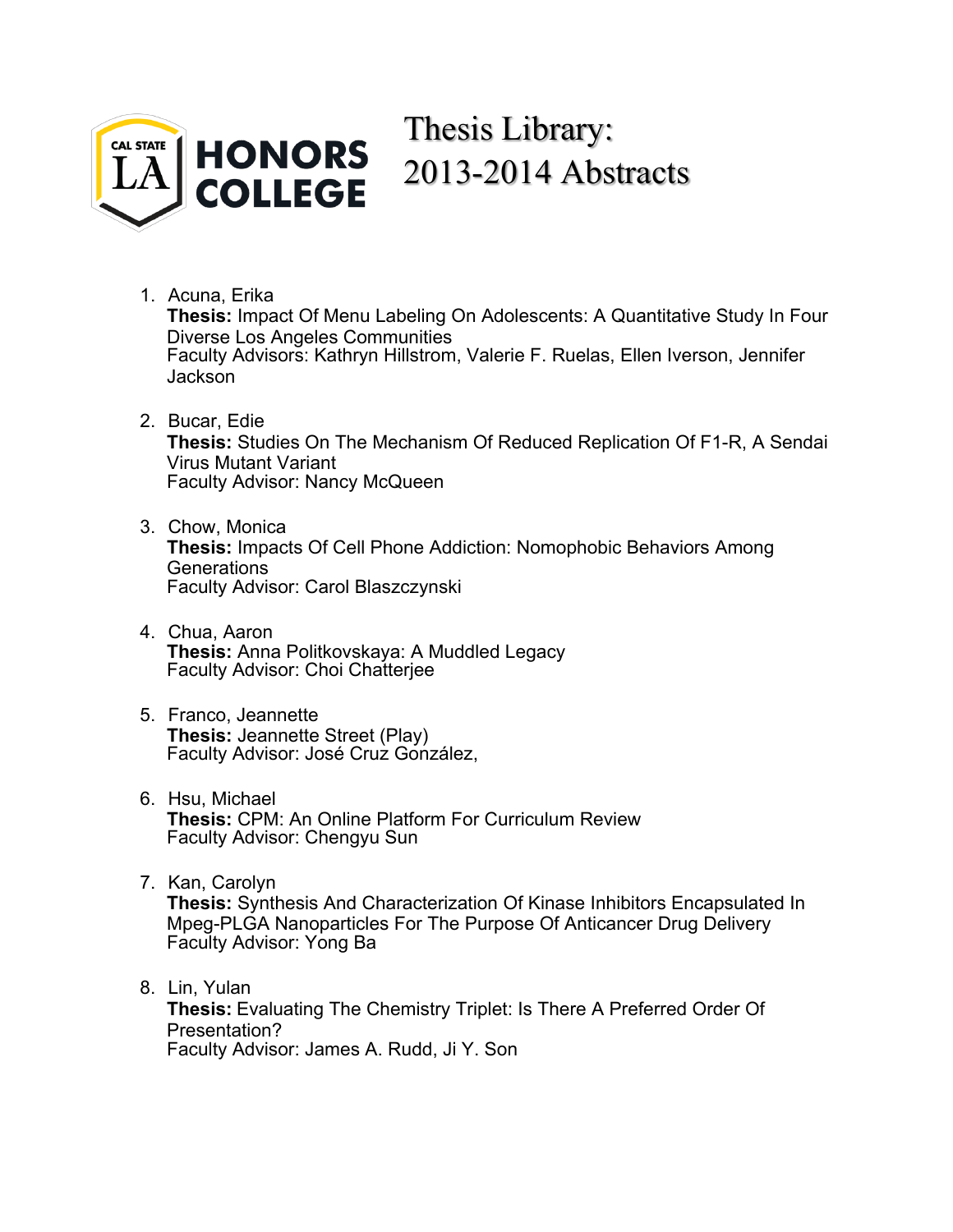# Thesis Library: 2013-2014 Abstracts

Cal State LA Honors College

1. Acuna, Erika
   **Thesis:** Impact Of Menu Labeling On Adolescents: A Quantitative Study In Four Diverse Los Angeles Communities
   Faculty Advisors: Kathryn Hillstrom, Valerie F. Ruelas, Ellen Iverson, Jennifer Jackson

2. Bucar, Edie
   **Thesis:** Studies On The Mechanism Of Reduced Replication Of F1-R, A Sendai Virus Mutant Variant
   Faculty Advisor: Nancy McQueen

3. Chow, Monica
   **Thesis:** Impacts Of Cell Phone Addiction: Nomophobic Behaviors Among Generations
   Faculty Advisor: Carol Blaszczynski

4. Chua, Aaron
   **Thesis:** Anna Politkovskaya: A Muddled Legacy
   Faculty Advisor: Choi Chatterjee

5. Franco, Jeannette
   **Thesis:** Jeannette Street (Play)
   Faculty Advisor: José Cruz González,

6. Hsu, Michael
   **Thesis:** CPM: An Online Platform For Curriculum Review
   Faculty Advisor: Chengyu Sun

7. Kan, Carolyn
   **Thesis:** Synthesis And Characterization Of Kinase Inhibitors Encapsulated In Mpeg-PLGA Nanoparticles For The Purpose Of Anticancer Drug Delivery
   Faculty Advisor: Yong Ba

8. Lin, Yulan
   **Thesis:** Evaluating The Chemistry Triplet: Is There A Preferred Order Of Presentation?
   Faculty Advisor: James A. Rudd, Ji Y. Son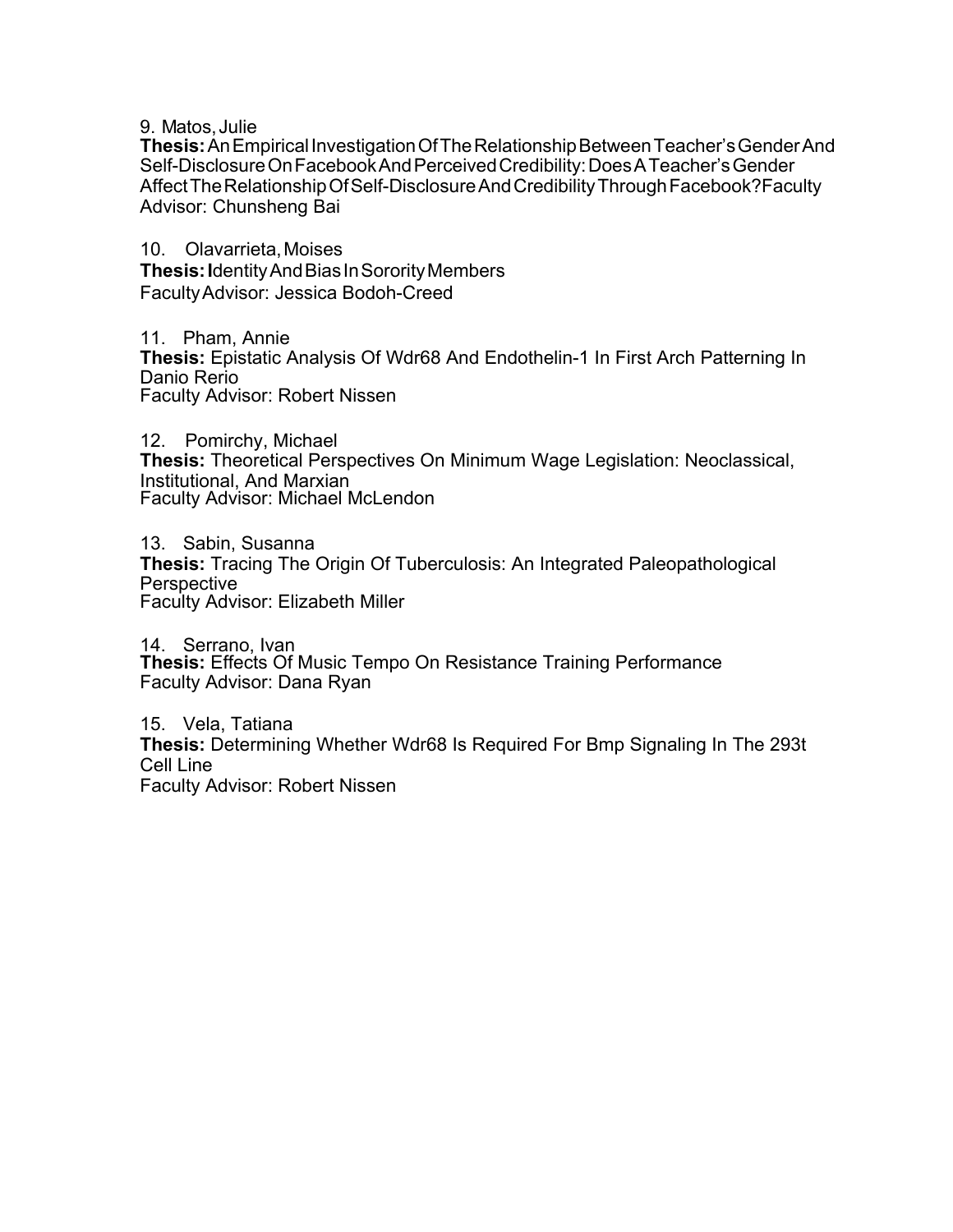9. Matos, Julie
**Thesis:** An Empirical Investigation Of The Relationship Between Teacher's Gender And Self-Disclosure On Facebook And Perceived Credibility: Does A Teacher's Gender Affect The Relationship Of Self-Disclosure And Credibility Through Facebook? Faculty Advisor: Chunsheng Bai

10. Olavarrieta, Moises
**Thesis: I**dentity And Bias In Sorority Members
Faculty Advisor: Jessica Bodoh-Creed

11. Pham, Annie
**Thesis:** Epistatic Analysis Of Wdr68 And Endothelin-1 In First Arch Patterning In Danio Rerio
Faculty Advisor: Robert Nissen

12. Pomirchy, Michael
**Thesis:** Theoretical Perspectives On Minimum Wage Legislation: Neoclassical, Institutional, And Marxian
Faculty Advisor: Michael McLendon

13. Sabin, Susanna
**Thesis:** Tracing The Origin Of Tuberculosis: An Integrated Paleopathological Perspective
Faculty Advisor: Elizabeth Miller

14. Serrano, Ivan
**Thesis:** Effects Of Music Tempo On Resistance Training Performance
Faculty Advisor: Dana Ryan

15. Vela, Tatiana
**Thesis:** Determining Whether Wdr68 Is Required For Bmp Signaling In The 293t Cell Line
Faculty Advisor: Robert Nissen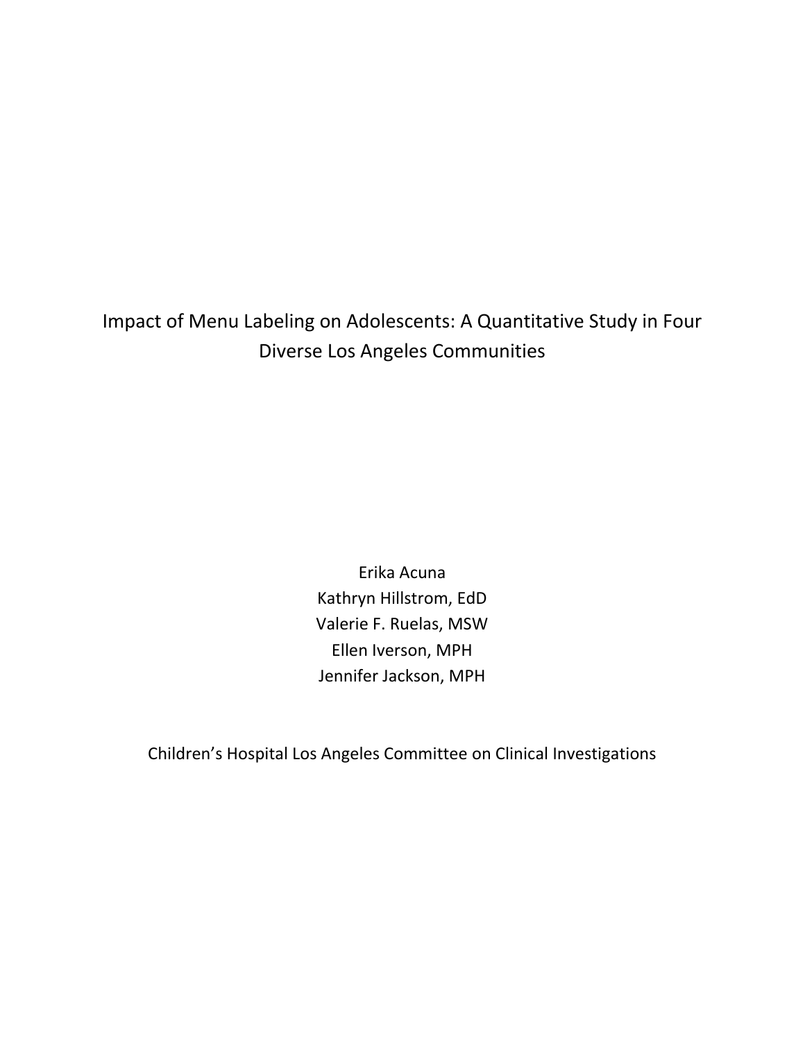# Impact of Menu Labeling on Adolescents: A Quantitative Study in Four Diverse Los Angeles Communities

Erika Acuna

Kathryn Hillstrom, EdD

Valerie F. Ruelas, MSW

Ellen Iverson, MPH

Jennifer Jackson, MPH

Children's Hospital Los Angeles Committee on Clinical Investigations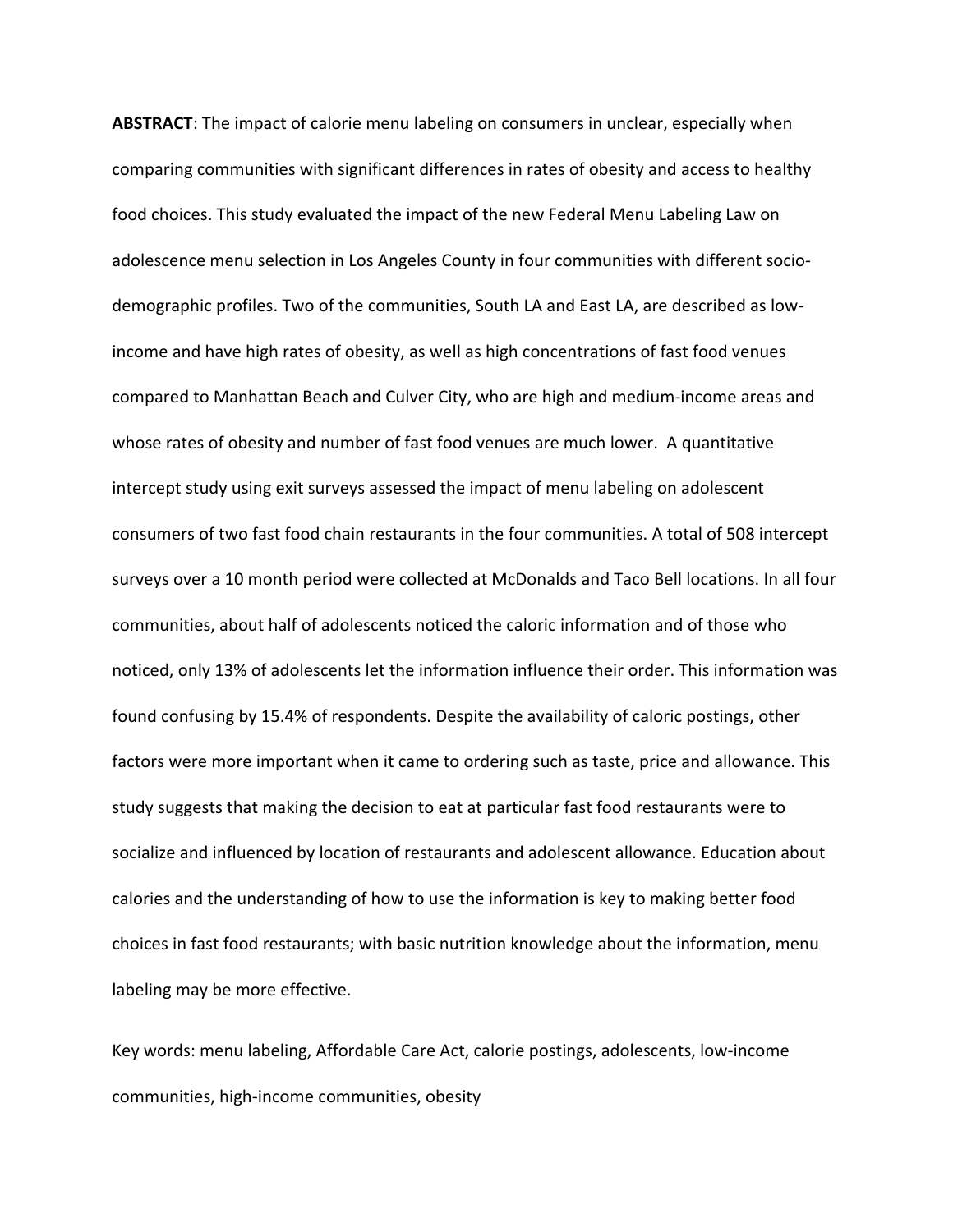**ABSTRACT**: The impact of calorie menu labeling on consumers in unclear, especially when comparing communities with significant differences in rates of obesity and access to healthy food choices. This study evaluated the impact of the new Federal Menu Labeling Law on adolescence menu selection in Los Angeles County in four communities with different socio-demographic profiles. Two of the communities, South LA and East LA, are described as low-income and have high rates of obesity, as well as high concentrations of fast food venues compared to Manhattan Beach and Culver City, who are high and medium-income areas and whose rates of obesity and number of fast food venues are much lower. A quantitative intercept study using exit surveys assessed the impact of menu labeling on adolescent consumers of two fast food chain restaurants in the four communities. A total of 508 intercept surveys over a 10 month period were collected at McDonalds and Taco Bell locations. In all four communities, about half of adolescents noticed the caloric information and of those who noticed, only 13% of adolescents let the information influence their order. This information was found confusing by 15.4% of respondents. Despite the availability of caloric postings, other factors were more important when it came to ordering such as taste, price and allowance. This study suggests that making the decision to eat at particular fast food restaurants were to socialize and influenced by location of restaurants and adolescent allowance. Education about calories and the understanding of how to use the information is key to making better food choices in fast food restaurants; with basic nutrition knowledge about the information, menu labeling may be more effective.

Key words: menu labeling, Affordable Care Act, calorie postings, adolescents, low-income communities, high-income communities, obesity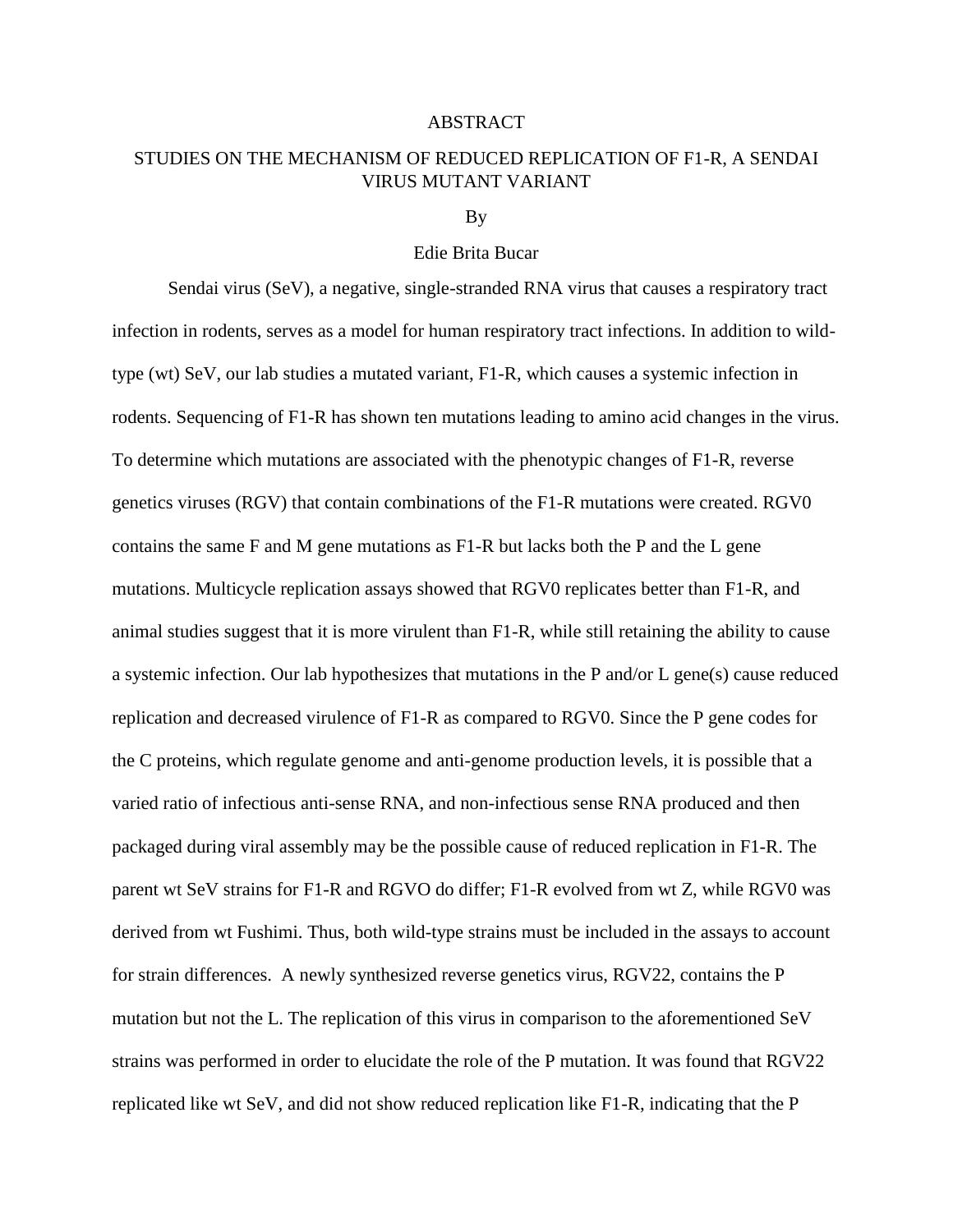# ABSTRACT

## STUDIES ON THE MECHANISM OF REDUCED REPLICATION OF F1-R, A SENDAI VIRUS MUTANT VARIANT

By

Edie Brita Bucar

Sendai virus (SeV), a negative, single-stranded RNA virus that causes a respiratory tract infection in rodents, serves as a model for human respiratory tract infections. In addition to wild-type (wt) SeV, our lab studies a mutated variant, F1-R, which causes a systemic infection in rodents. Sequencing of F1-R has shown ten mutations leading to amino acid changes in the virus. To determine which mutations are associated with the phenotypic changes of F1-R, reverse genetics viruses (RGV) that contain combinations of the F1-R mutations were created. RGV0 contains the same F and M gene mutations as F1-R but lacks both the P and the L gene mutations. Multicycle replication assays showed that RGV0 replicates better than F1-R, and animal studies suggest that it is more virulent than F1-R, while still retaining the ability to cause a systemic infection. Our lab hypothesizes that mutations in the P and/or L gene(s) cause reduced replication and decreased virulence of F1-R as compared to RGV0. Since the P gene codes for the C proteins, which regulate genome and anti-genome production levels, it is possible that a varied ratio of infectious anti-sense RNA, and non-infectious sense RNA produced and then packaged during viral assembly may be the possible cause of reduced replication in F1-R. The parent wt SeV strains for F1-R and RGVO do differ; F1-R evolved from wt Z, while RGV0 was derived from wt Fushimi. Thus, both wild-type strains must be included in the assays to account for strain differences. A newly synthesized reverse genetics virus, RGV22, contains the P mutation but not the L. The replication of this virus in comparison to the aforementioned SeV strains was performed in order to elucidate the role of the P mutation. It was found that RGV22 replicated like wt SeV, and did not show reduced replication like F1-R, indicating that the P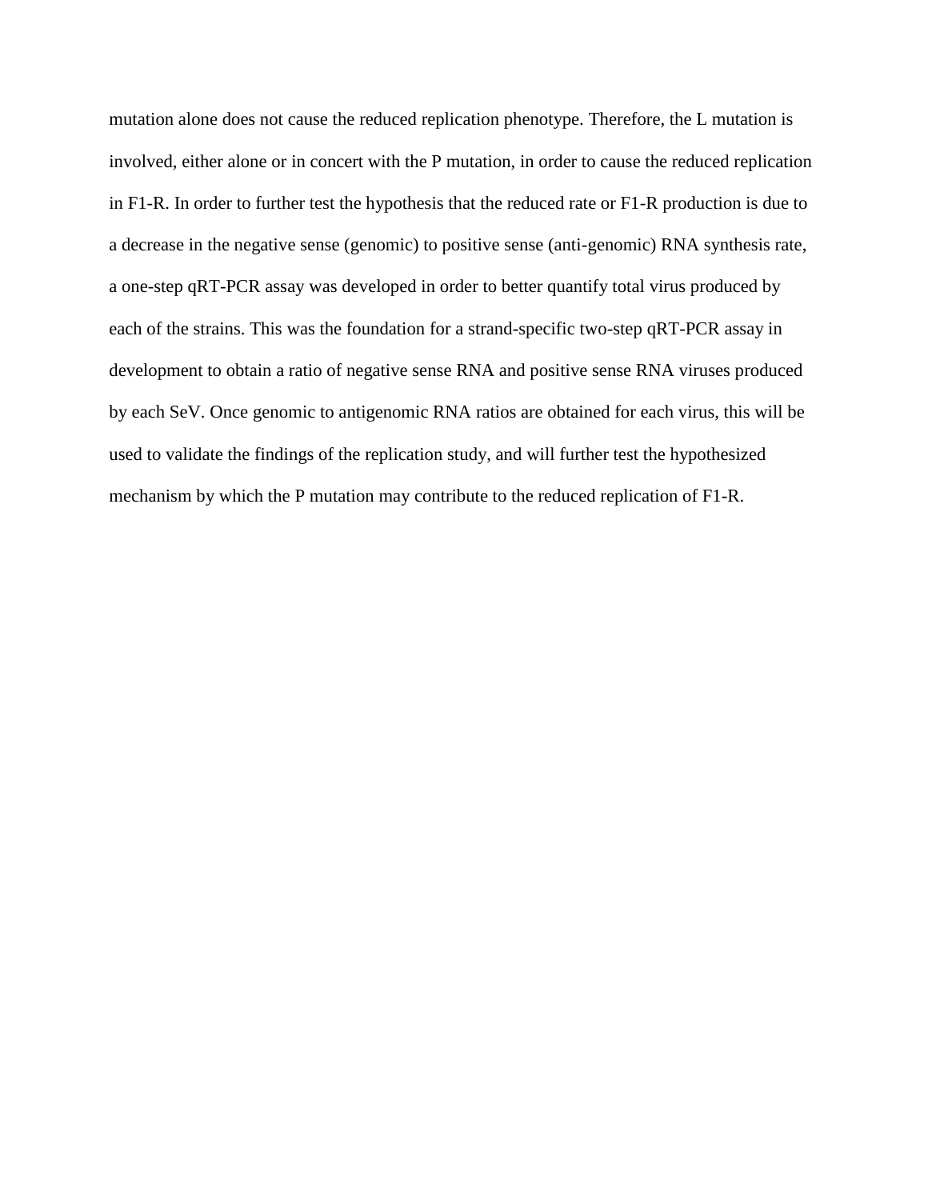mutation alone does not cause the reduced replication phenotype. Therefore, the L mutation is involved, either alone or in concert with the P mutation, in order to cause the reduced replication in F1-R. In order to further test the hypothesis that the reduced rate or F1-R production is due to a decrease in the negative sense (genomic) to positive sense (anti-genomic) RNA synthesis rate, a one-step qRT-PCR assay was developed in order to better quantify total virus produced by each of the strains. This was the foundation for a strand-specific two-step qRT-PCR assay in development to obtain a ratio of negative sense RNA and positive sense RNA viruses produced by each SeV. Once genomic to antigenomic RNA ratios are obtained for each virus, this will be used to validate the findings of the replication study, and will further test the hypothesized mechanism by which the P mutation may contribute to the reduced replication of F1-R.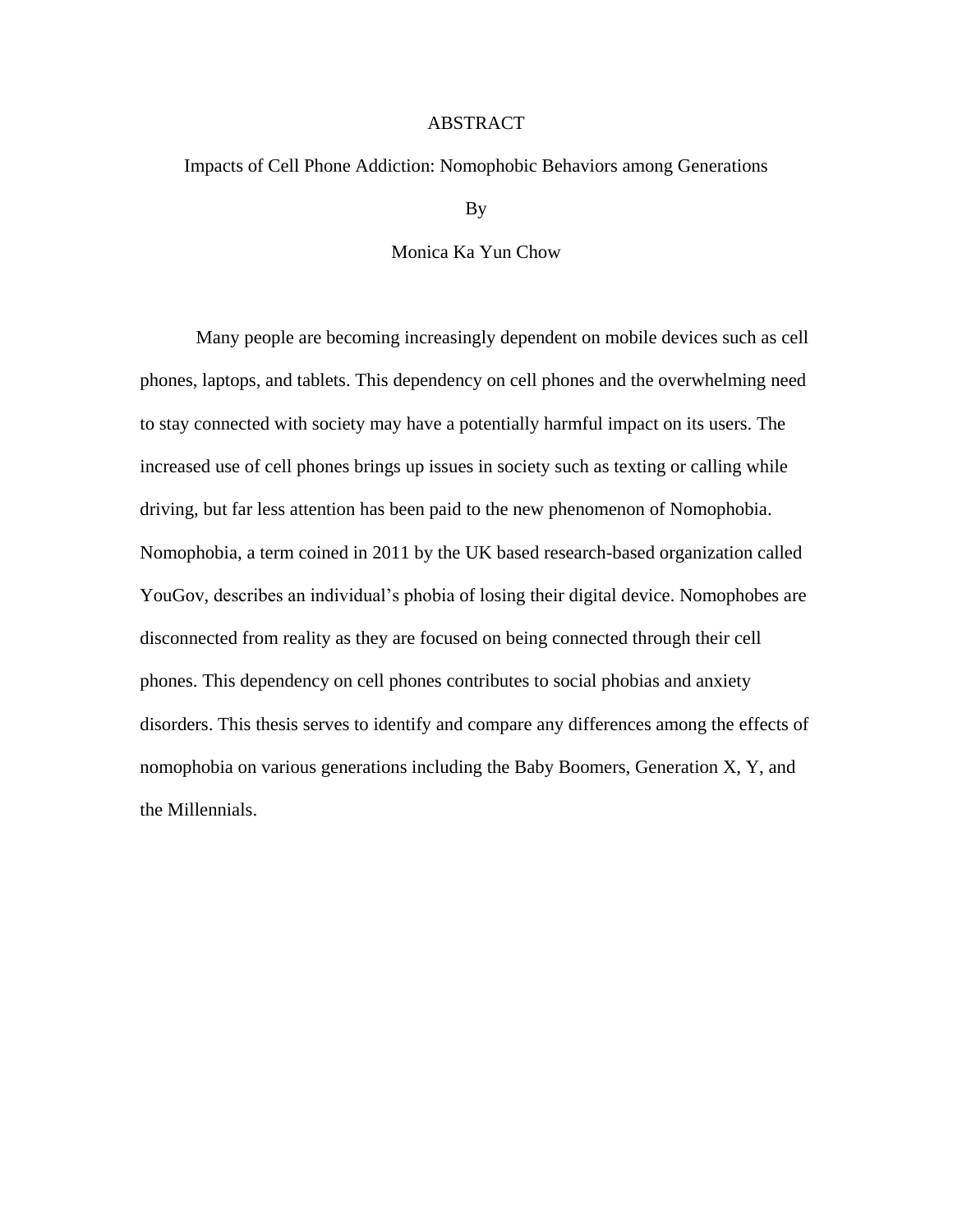# ABSTRACT

## Impacts of Cell Phone Addiction: Nomophobic Behaviors among Generations

By

Monica Ka Yun Chow

Many people are becoming increasingly dependent on mobile devices such as cell phones, laptops, and tablets. This dependency on cell phones and the overwhelming need to stay connected with society may have a potentially harmful impact on its users. The increased use of cell phones brings up issues in society such as texting or calling while driving, but far less attention has been paid to the new phenomenon of Nomophobia. Nomophobia, a term coined in 2011 by the UK based research-based organization called YouGov, describes an individual's phobia of losing their digital device. Nomophobes are disconnected from reality as they are focused on being connected through their cell phones. This dependency on cell phones contributes to social phobias and anxiety disorders. This thesis serves to identify and compare any differences among the effects of nomophobia on various generations including the Baby Boomers, Generation X, Y, and the Millennials.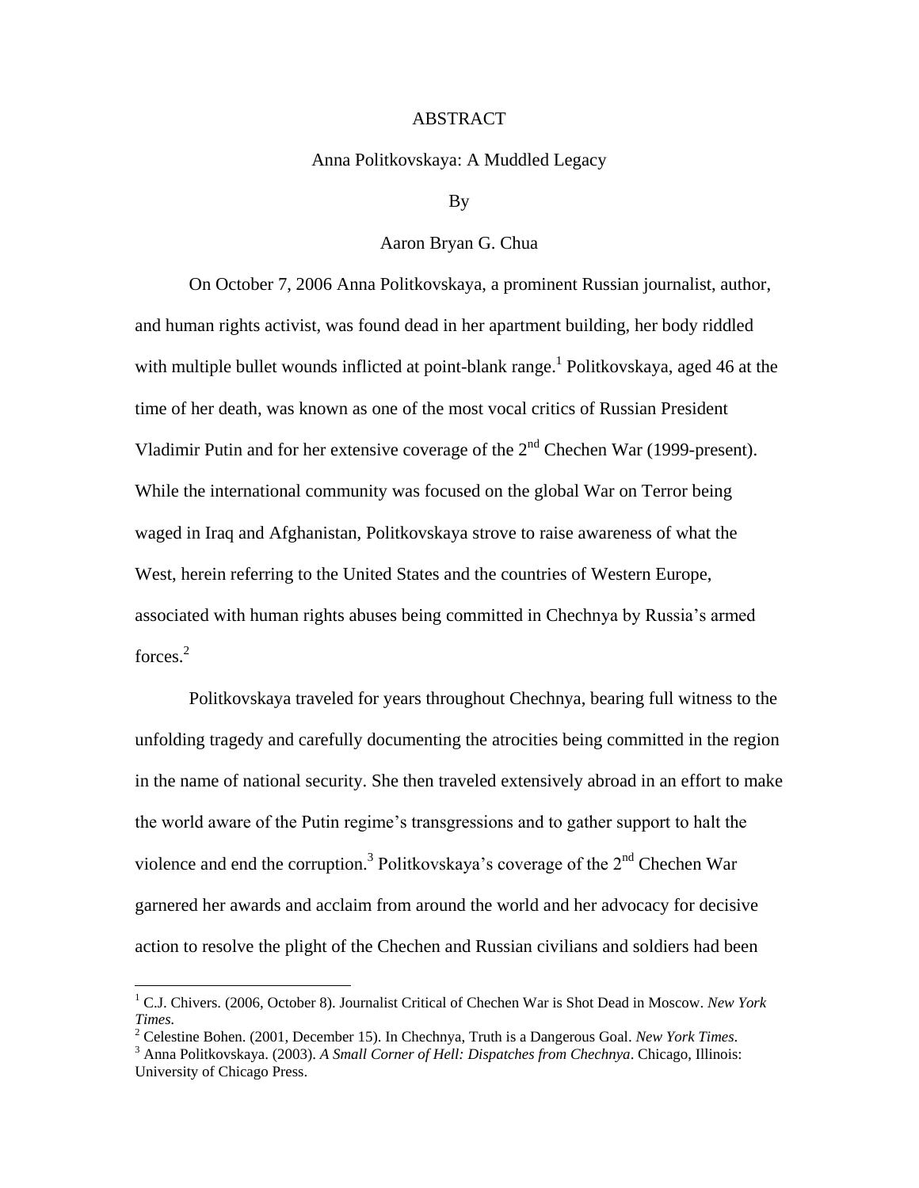# ABSTRACT

## Anna Politkovskaya: A Muddled Legacy

By

Aaron Bryan G. Chua

On October 7, 2006 Anna Politkovskaya, a prominent Russian journalist, author, and human rights activist, was found dead in her apartment building, her body riddled with multiple bullet wounds inflicted at point-blank range.[1] Politkovskaya, aged 46 at the time of her death, was known as one of the most vocal critics of Russian President Vladimir Putin and for her extensive coverage of the 2nd Chechen War (1999-present). While the international community was focused on the global War on Terror being waged in Iraq and Afghanistan, Politkovskaya strove to raise awareness of what the West, herein referring to the United States and the countries of Western Europe, associated with human rights abuses being committed in Chechnya by Russia's armed forces.[2]

Politkovskaya traveled for years throughout Chechnya, bearing full witness to the unfolding tragedy and carefully documenting the atrocities being committed in the region in the name of national security. She then traveled extensively abroad in an effort to make the world aware of the Putin regime's transgressions and to gather support to halt the violence and end the corruption.[3] Politkovskaya's coverage of the 2nd Chechen War garnered her awards and acclaim from around the world and her advocacy for decisive action to resolve the plight of the Chechen and Russian civilians and soldiers had been

---

[1] C.J. Chivers. (2006, October 8). Journalist Critical of Chechen War is Shot Dead in Moscow. *New York Times.*

[2] Celestine Bohen. (2001, December 15). In Chechnya, Truth is a Dangerous Goal. *New York Times.*

[3] Anna Politkovskaya. (2003). *A Small Corner of Hell: Dispatches from Chechnya*. Chicago, Illinois: University of Chicago Press.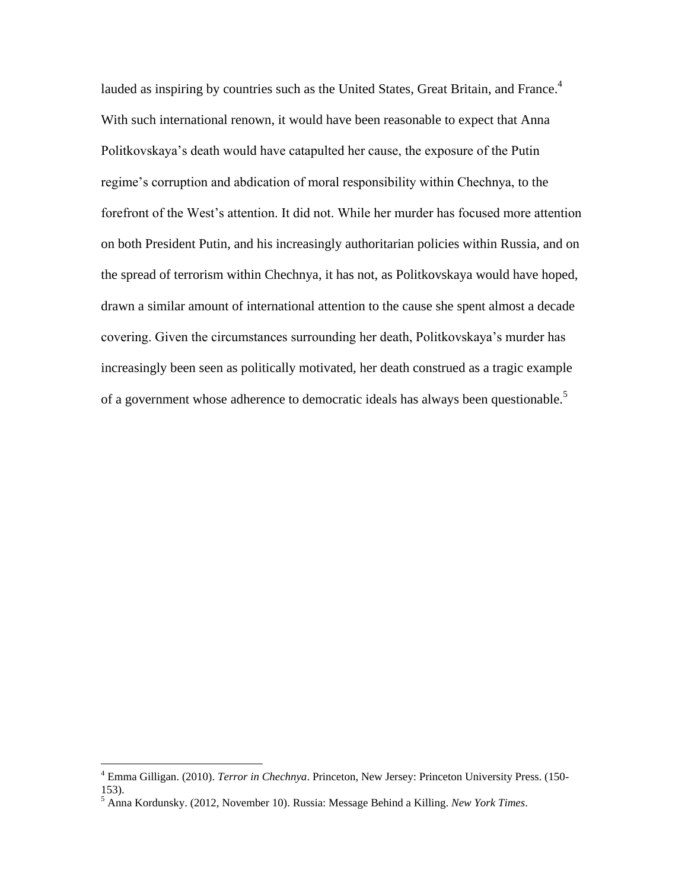lauded as inspiring by countries such as the United States, Great Britain, and France.[4] With such international renown, it would have been reasonable to expect that Anna Politkovskaya's death would have catapulted her cause, the exposure of the Putin regime's corruption and abdication of moral responsibility within Chechnya, to the forefront of the West's attention. It did not. While her murder has focused more attention on both President Putin, and his increasingly authoritarian policies within Russia, and on the spread of terrorism within Chechnya, it has not, as Politkovskaya would have hoped, drawn a similar amount of international attention to the cause she spent almost a decade covering. Given the circumstances surrounding her death, Politkovskaya's murder has increasingly been seen as politically motivated, her death construed as a tragic example of a government whose adherence to democratic ideals has always been questionable.[5]

---

[4] Emma Gilligan. (2010). *Terror in Chechnya*. Princeton, New Jersey: Princeton University Press. (150-153).

[5] Anna Kordunsky. (2012, November 10). Russia: Message Behind a Killing. *New York Times*.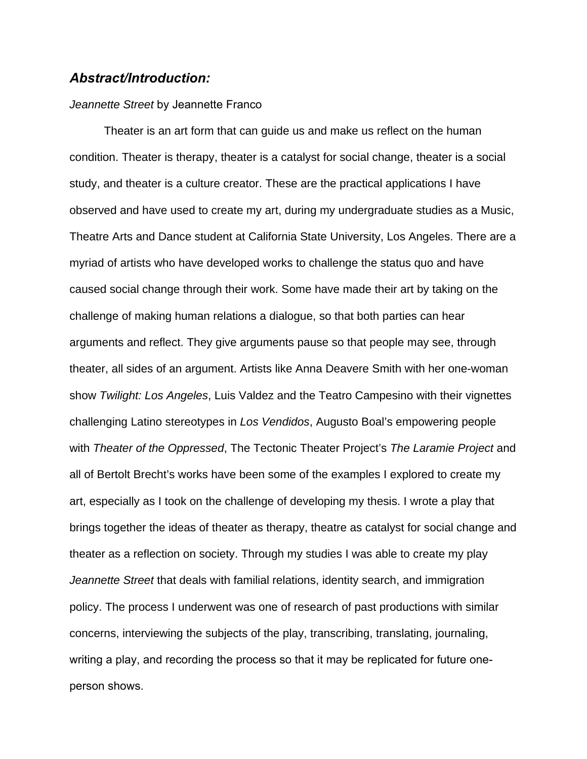## *Abstract/Introduction:*

*Jeannette Street* by Jeannette Franco

Theater is an art form that can guide us and make us reflect on the human condition. Theater is therapy, theater is a catalyst for social change, theater is a social study, and theater is a culture creator. These are the practical applications I have observed and have used to create my art, during my undergraduate studies as a Music, Theatre Arts and Dance student at California State University, Los Angeles. There are a myriad of artists who have developed works to challenge the status quo and have caused social change through their work. Some have made their art by taking on the challenge of making human relations a dialogue, so that both parties can hear arguments and reflect. They give arguments pause so that people may see, through theater, all sides of an argument. Artists like Anna Deavere Smith with her one-woman show *Twilight: Los Angeles*, Luis Valdez and the Teatro Campesino with their vignettes challenging Latino stereotypes in *Los Vendidos*, Augusto Boal's empowering people with *Theater of the Oppressed*, The Tectonic Theater Project's *The Laramie Project* and all of Bertolt Brecht's works have been some of the examples I explored to create my art, especially as I took on the challenge of developing my thesis. I wrote a play that brings together the ideas of theater as therapy, theatre as catalyst for social change and theater as a reflection on society. Through my studies I was able to create my play *Jeannette Street* that deals with familial relations, identity search, and immigration policy. The process I underwent was one of research of past productions with similar concerns, interviewing the subjects of the play, transcribing, translating, journaling, writing a play, and recording the process so that it may be replicated for future one-person shows.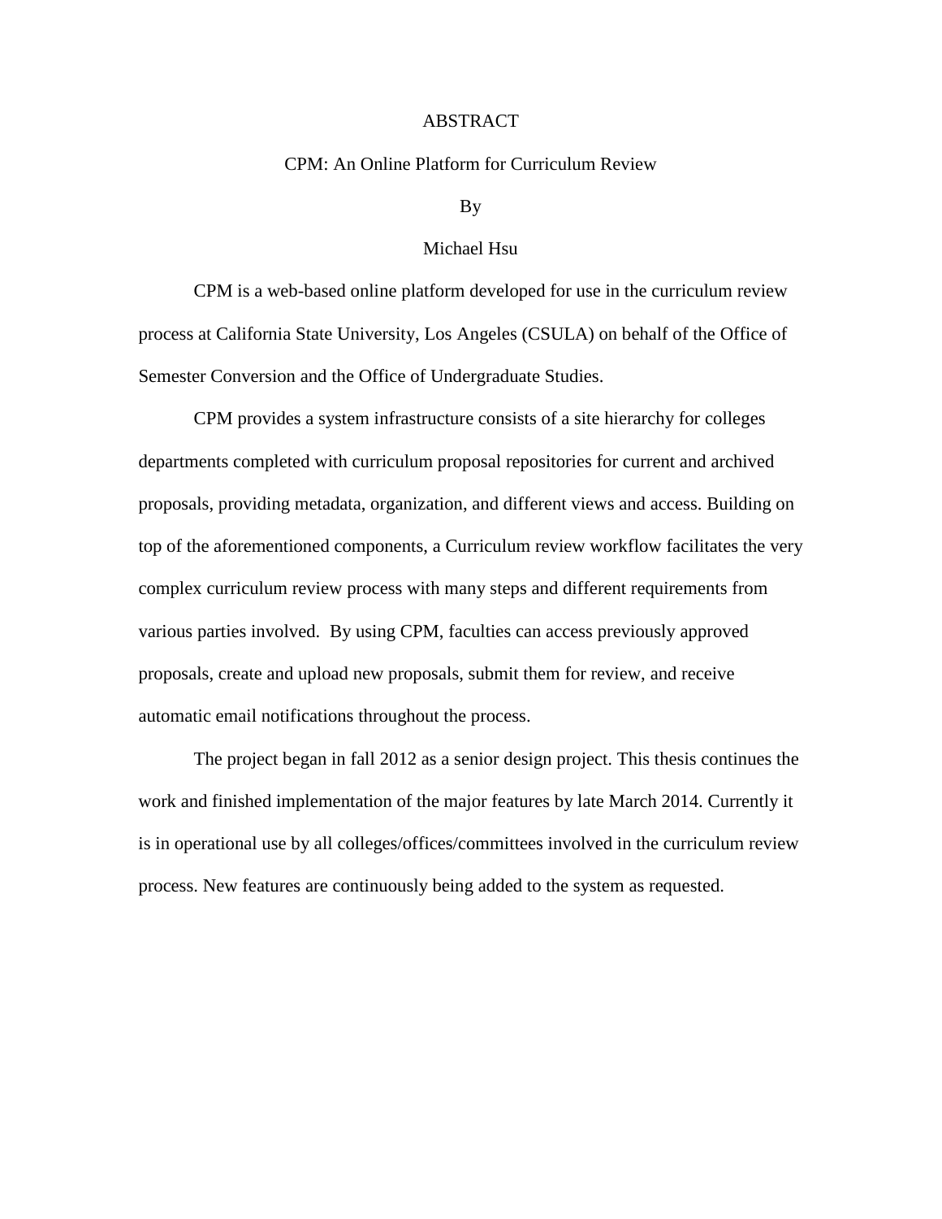# ABSTRACT

CPM: An Online Platform for Curriculum Review

By

Michael Hsu

CPM is a web-based online platform developed for use in the curriculum review process at California State University, Los Angeles (CSULA) on behalf of the Office of Semester Conversion and the Office of Undergraduate Studies.

CPM provides a system infrastructure consists of a site hierarchy for colleges departments completed with curriculum proposal repositories for current and archived proposals, providing metadata, organization, and different views and access. Building on top of the aforementioned components, a Curriculum review workflow facilitates the very complex curriculum review process with many steps and different requirements from various parties involved. By using CPM, faculties can access previously approved proposals, create and upload new proposals, submit them for review, and receive automatic email notifications throughout the process.

The project began in fall 2012 as a senior design project. This thesis continues the work and finished implementation of the major features by late March 2014. Currently it is in operational use by all colleges/offices/committees involved in the curriculum review process. New features are continuously being added to the system as requested.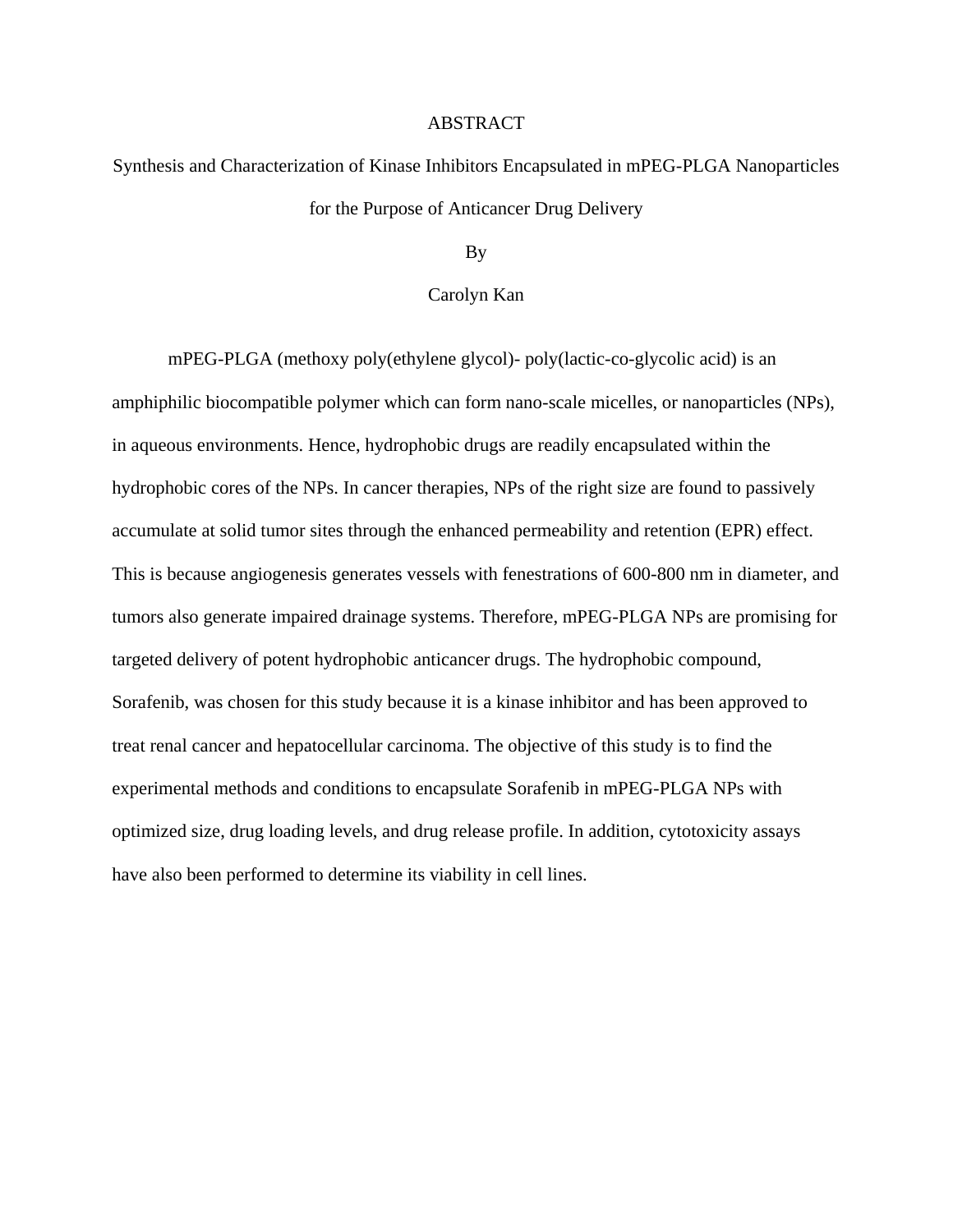# ABSTRACT

## Synthesis and Characterization of Kinase Inhibitors Encapsulated in mPEG-PLGA Nanoparticles for the Purpose of Anticancer Drug Delivery

By

Carolyn Kan

mPEG-PLGA (methoxy poly(ethylene glycol)- poly(lactic-co-glycolic acid) is an amphiphilic biocompatible polymer which can form nano-scale micelles, or nanoparticles (NPs), in aqueous environments. Hence, hydrophobic drugs are readily encapsulated within the hydrophobic cores of the NPs. In cancer therapies, NPs of the right size are found to passively accumulate at solid tumor sites through the enhanced permeability and retention (EPR) effect. This is because angiogenesis generates vessels with fenestrations of 600-800 nm in diameter, and tumors also generate impaired drainage systems. Therefore, mPEG-PLGA NPs are promising for targeted delivery of potent hydrophobic anticancer drugs. The hydrophobic compound, Sorafenib, was chosen for this study because it is a kinase inhibitor and has been approved to treat renal cancer and hepatocellular carcinoma. The objective of this study is to find the experimental methods and conditions to encapsulate Sorafenib in mPEG-PLGA NPs with optimized size, drug loading levels, and drug release profile. In addition, cytotoxicity assays have also been performed to determine its viability in cell lines.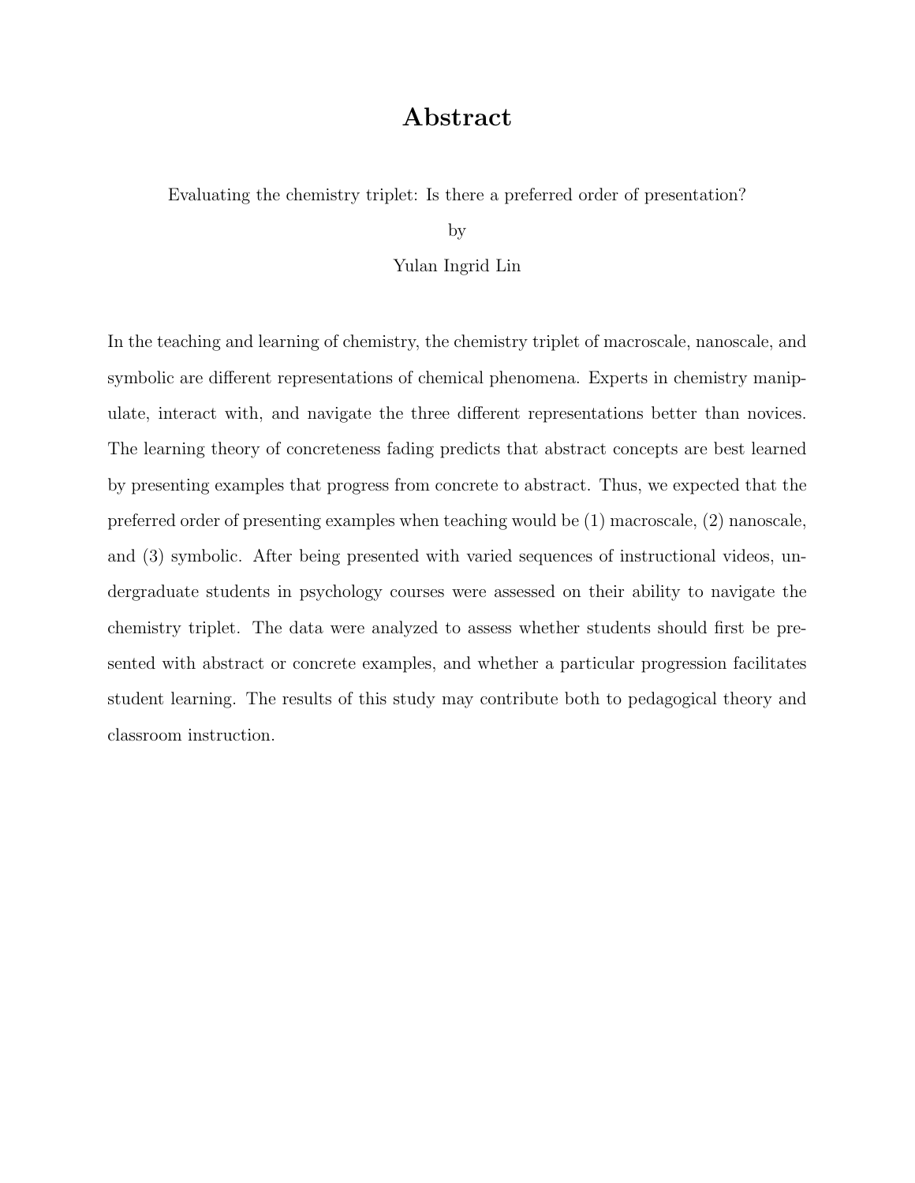# Abstract

Evaluating the chemistry triplet: Is there a preferred order of presentation?

by

Yulan Ingrid Lin

In the teaching and learning of chemistry, the chemistry triplet of macroscale, nanoscale, and symbolic are different representations of chemical phenomena. Experts in chemistry manipulate, interact with, and navigate the three different representations better than novices. The learning theory of concreteness fading predicts that abstract concepts are best learned by presenting examples that progress from concrete to abstract. Thus, we expected that the preferred order of presenting examples when teaching would be (1) macroscale, (2) nanoscale, and (3) symbolic. After being presented with varied sequences of instructional videos, undergraduate students in psychology courses were assessed on their ability to navigate the chemistry triplet. The data were analyzed to assess whether students should first be presented with abstract or concrete examples, and whether a particular progression facilitates student learning. The results of this study may contribute both to pedagogical theory and classroom instruction.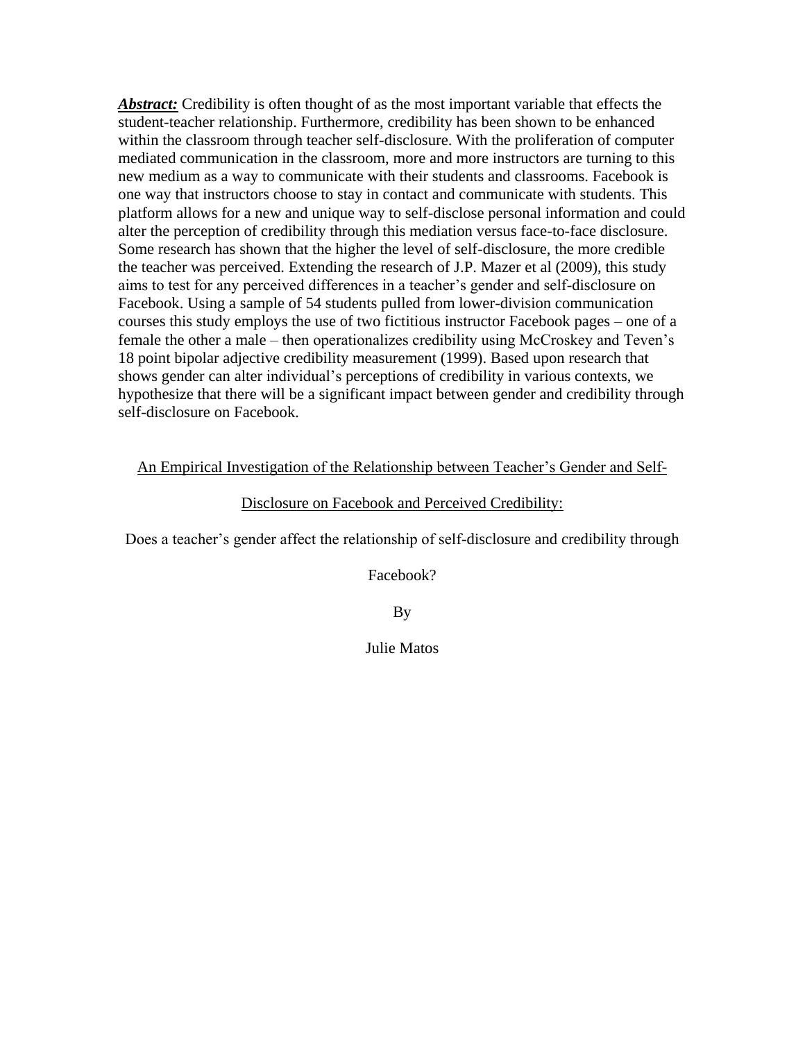***Abstract:*** Credibility is often thought of as the most important variable that effects the student-teacher relationship. Furthermore, credibility has been shown to be enhanced within the classroom through teacher self-disclosure. With the proliferation of computer mediated communication in the classroom, more and more instructors are turning to this new medium as a way to communicate with their students and classrooms. Facebook is one way that instructors choose to stay in contact and communicate with students. This platform allows for a new and unique way to self-disclose personal information and could alter the perception of credibility through this mediation versus face-to-face disclosure. Some research has shown that the higher the level of self-disclosure, the more credible the teacher was perceived. Extending the research of J.P. Mazer et al (2009), this study aims to test for any perceived differences in a teacher's gender and self-disclosure on Facebook. Using a sample of 54 students pulled from lower-division communication courses this study employs the use of two fictitious instructor Facebook pages – one of a female the other a male – then operationalizes credibility using McCroskey and Teven's 18 point bipolar adjective credibility measurement (1999). Based upon research that shows gender can alter individual's perceptions of credibility in various contexts, we hypothesize that there will be a significant impact between gender and credibility through self-disclosure on Facebook.

<u>An Empirical Investigation of the Relationship between Teacher's Gender and Self-Disclosure on Facebook and Perceived Credibility:</u>

Does a teacher's gender affect the relationship of self-disclosure and credibility through Facebook?

By

Julie Matos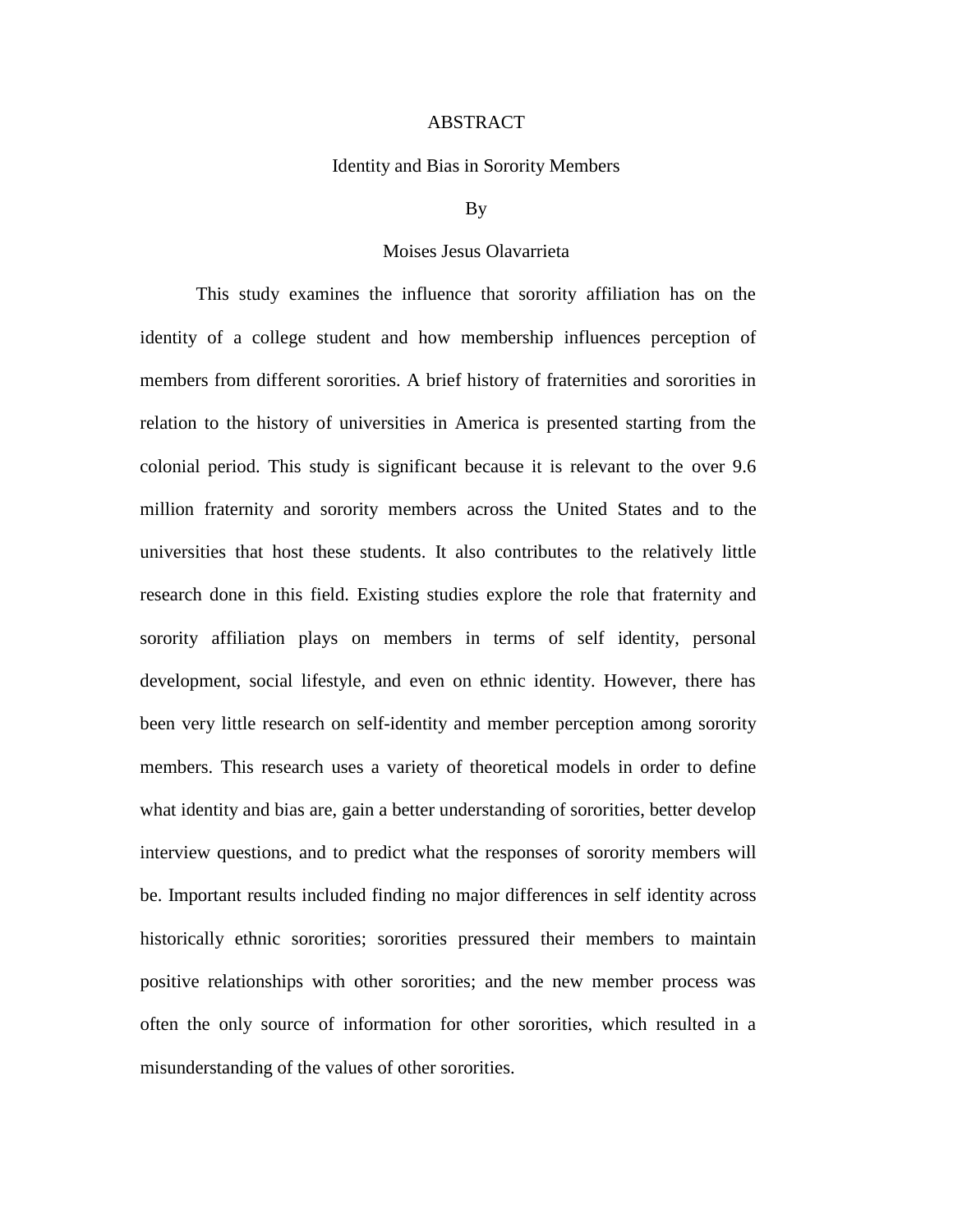# ABSTRACT

## Identity and Bias in Sorority Members

By

Moises Jesus Olavarrieta

This study examines the influence that sorority affiliation has on the identity of a college student and how membership influences perception of members from different sororities. A brief history of fraternities and sororities in relation to the history of universities in America is presented starting from the colonial period. This study is significant because it is relevant to the over 9.6 million fraternity and sorority members across the United States and to the universities that host these students. It also contributes to the relatively little research done in this field. Existing studies explore the role that fraternity and sorority affiliation plays on members in terms of self identity, personal development, social lifestyle, and even on ethnic identity. However, there has been very little research on self-identity and member perception among sorority members. This research uses a variety of theoretical models in order to define what identity and bias are, gain a better understanding of sororities, better develop interview questions, and to predict what the responses of sorority members will be. Important results included finding no major differences in self identity across historically ethnic sororities; sororities pressured their members to maintain positive relationships with other sororities; and the new member process was often the only source of information for other sororities, which resulted in a misunderstanding of the values of other sororities.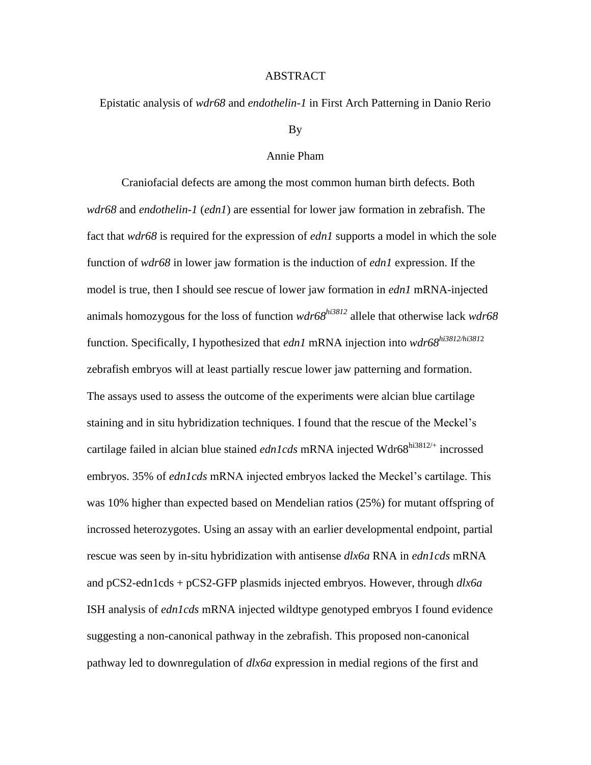# ABSTRACT

Epistatic analysis of *wdr68* and *endothelin-1* in First Arch Patterning in Danio Rerio

By

Annie Pham

Craniofacial defects are among the most common human birth defects. Both *wdr68* and *endothelin-1* (*edn1*) are essential for lower jaw formation in zebrafish. The fact that *wdr68* is required for the expression of *edn1* supports a model in which the sole function of *wdr68* in lower jaw formation is the induction of *edn1* expression. If the model is true, then I should see rescue of lower jaw formation in *edn1* mRNA-injected animals homozygous for the loss of function *wdr68*$^{hi3812}$ allele that otherwise lack *wdr68* function. Specifically, I hypothesized that *edn1* mRNA injection into *wdr68*$^{hi3812/hi3812}$ zebrafish embryos will at least partially rescue lower jaw patterning and formation. The assays used to assess the outcome of the experiments were alcian blue cartilage staining and in situ hybridization techniques. I found that the rescue of the Meckel's cartilage failed in alcian blue stained *edn1cds* mRNA injected Wdr68$^{hi3812/+}$ incrossed embryos. 35% of *edn1cds* mRNA injected embryos lacked the Meckel's cartilage. This was 10% higher than expected based on Mendelian ratios (25%) for mutant offspring of incrossed heterozygotes. Using an assay with an earlier developmental endpoint, partial rescue was seen by in-situ hybridization with antisense *dlx6a* RNA in *edn1cds* mRNA and pCS2-edn1cds + pCS2-GFP plasmids injected embryos. However, through *dlx6a* ISH analysis of *edn1cds* mRNA injected wildtype genotyped embryos I found evidence suggesting a non-canonical pathway in the zebrafish. This proposed non-canonical pathway led to downregulation of *dlx6a* expression in medial regions of the first and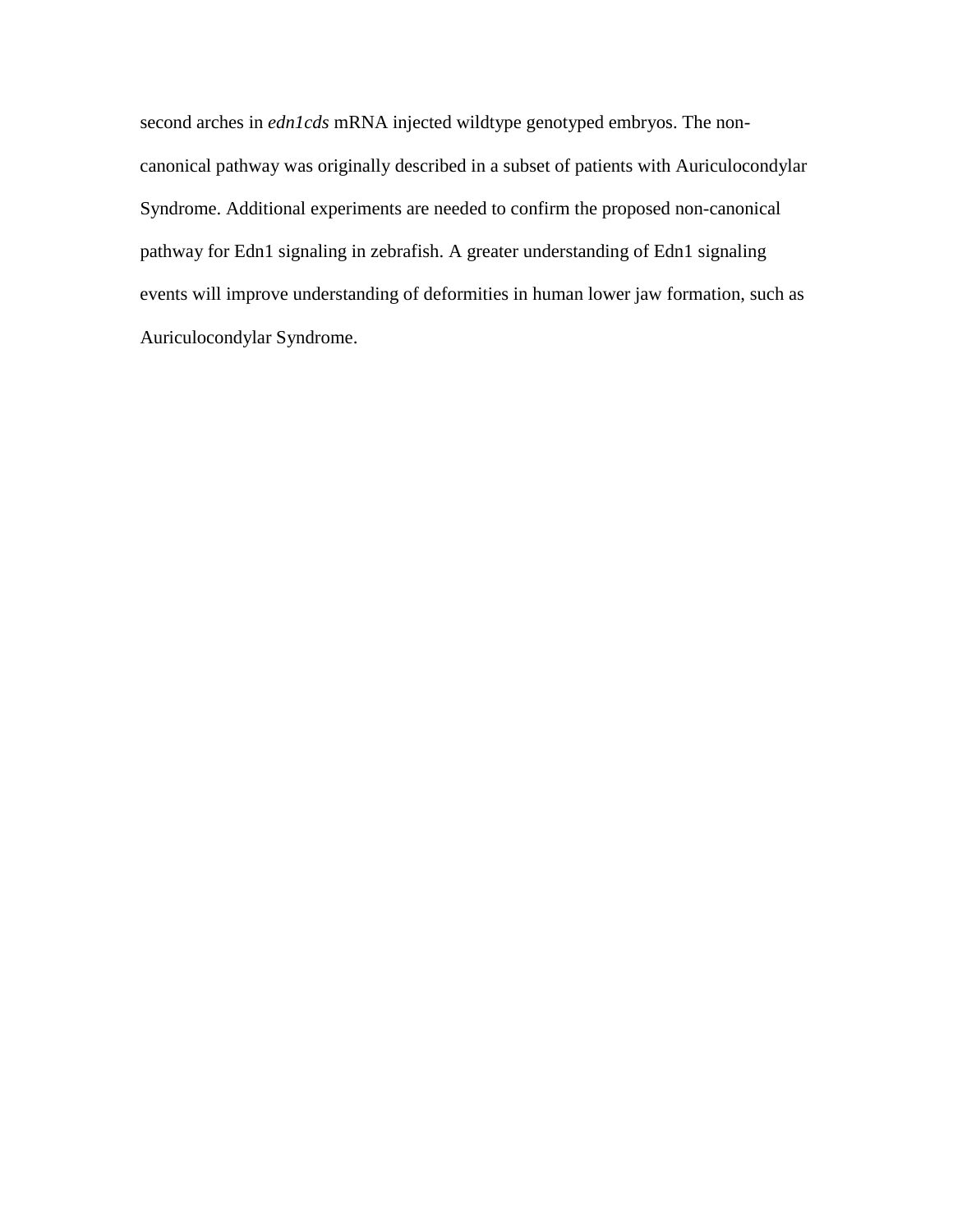second arches in *edn1cds* mRNA injected wildtype genotyped embryos. The non-canonical pathway was originally described in a subset of patients with Auriculocondylar Syndrome. Additional experiments are needed to confirm the proposed non-canonical pathway for Edn1 signaling in zebrafish. A greater understanding of Edn1 signaling events will improve understanding of deformities in human lower jaw formation, such as Auriculocondylar Syndrome.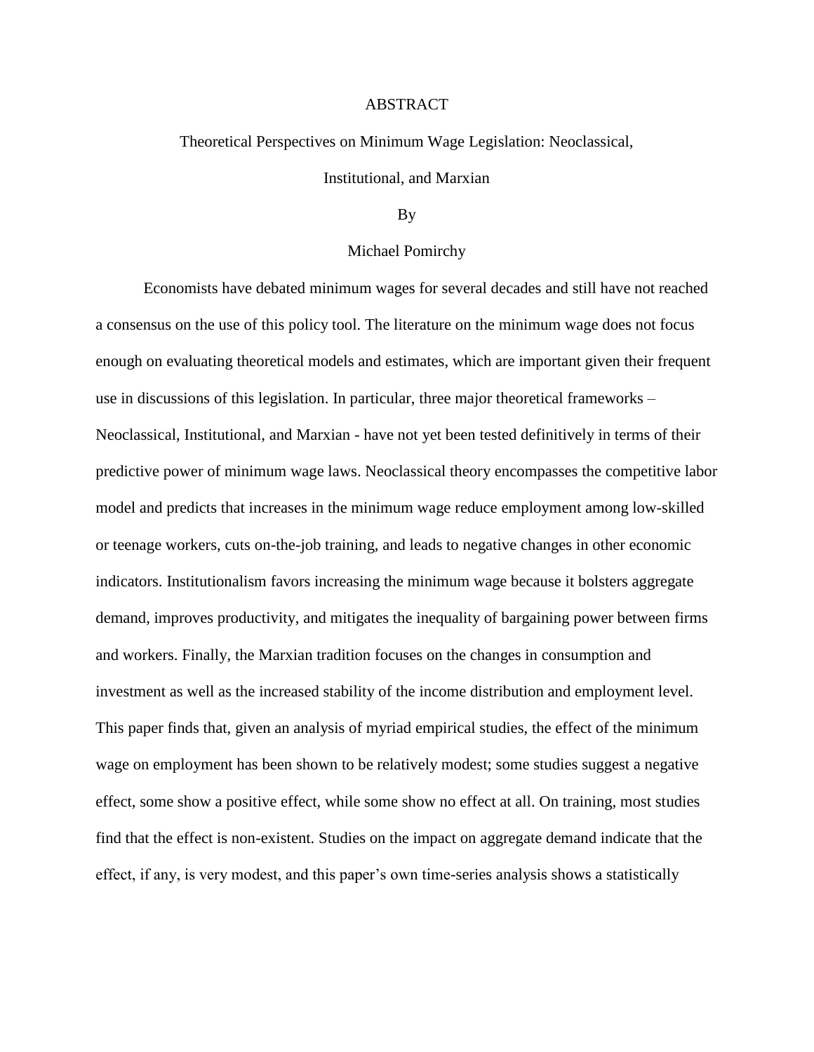# ABSTRACT

Theoretical Perspectives on Minimum Wage Legislation: Neoclassical, Institutional, and Marxian

By

Michael Pomirchy

Economists have debated minimum wages for several decades and still have not reached a consensus on the use of this policy tool. The literature on the minimum wage does not focus enough on evaluating theoretical models and estimates, which are important given their frequent use in discussions of this legislation. In particular, three major theoretical frameworks – Neoclassical, Institutional, and Marxian - have not yet been tested definitively in terms of their predictive power of minimum wage laws. Neoclassical theory encompasses the competitive labor model and predicts that increases in the minimum wage reduce employment among low-skilled or teenage workers, cuts on-the-job training, and leads to negative changes in other economic indicators. Institutionalism favors increasing the minimum wage because it bolsters aggregate demand, improves productivity, and mitigates the inequality of bargaining power between firms and workers. Finally, the Marxian tradition focuses on the changes in consumption and investment as well as the increased stability of the income distribution and employment level. This paper finds that, given an analysis of myriad empirical studies, the effect of the minimum wage on employment has been shown to be relatively modest; some studies suggest a negative effect, some show a positive effect, while some show no effect at all. On training, most studies find that the effect is non-existent. Studies on the impact on aggregate demand indicate that the effect, if any, is very modest, and this paper's own time-series analysis shows a statistically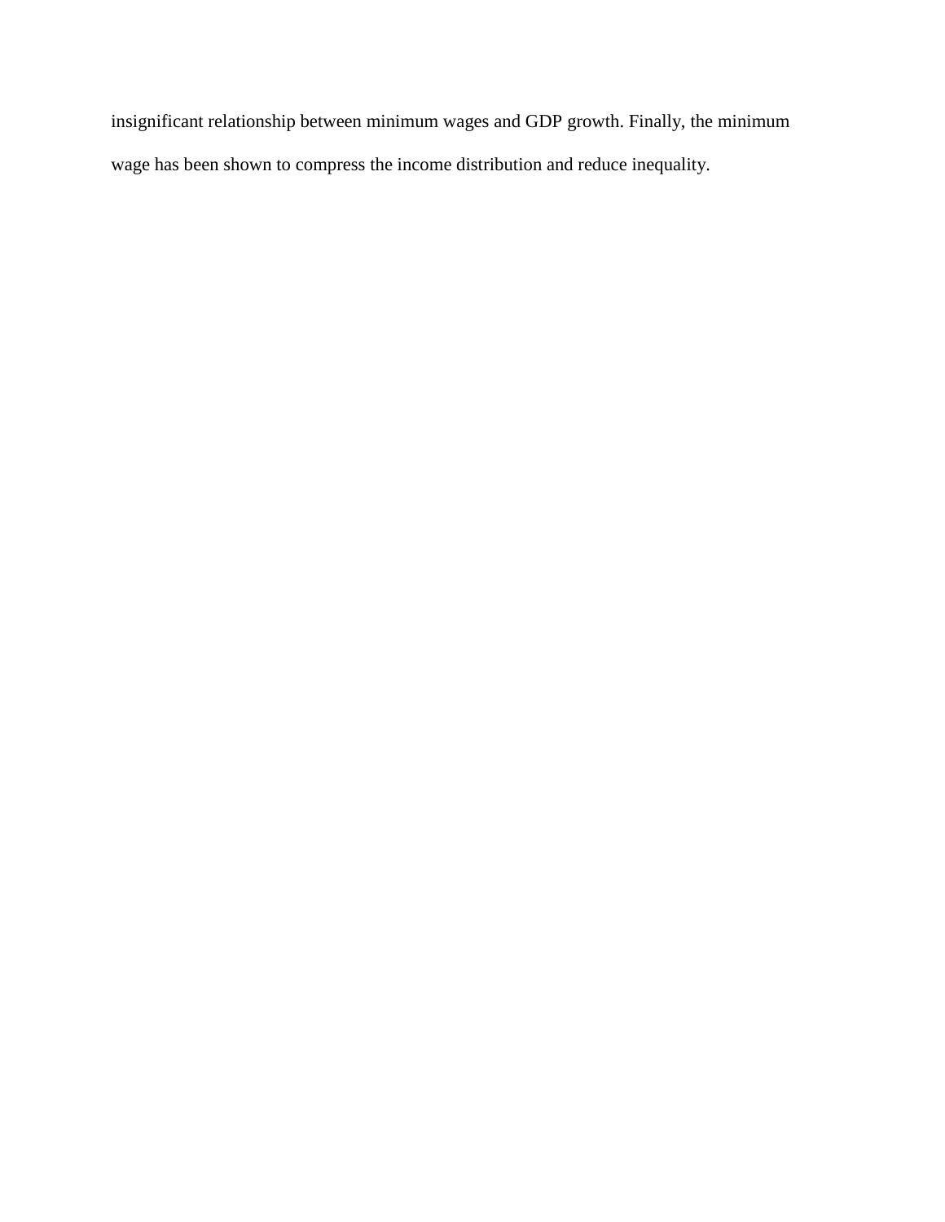insignificant relationship between minimum wages and GDP growth. Finally, the minimum wage has been shown to compress the income distribution and reduce inequality.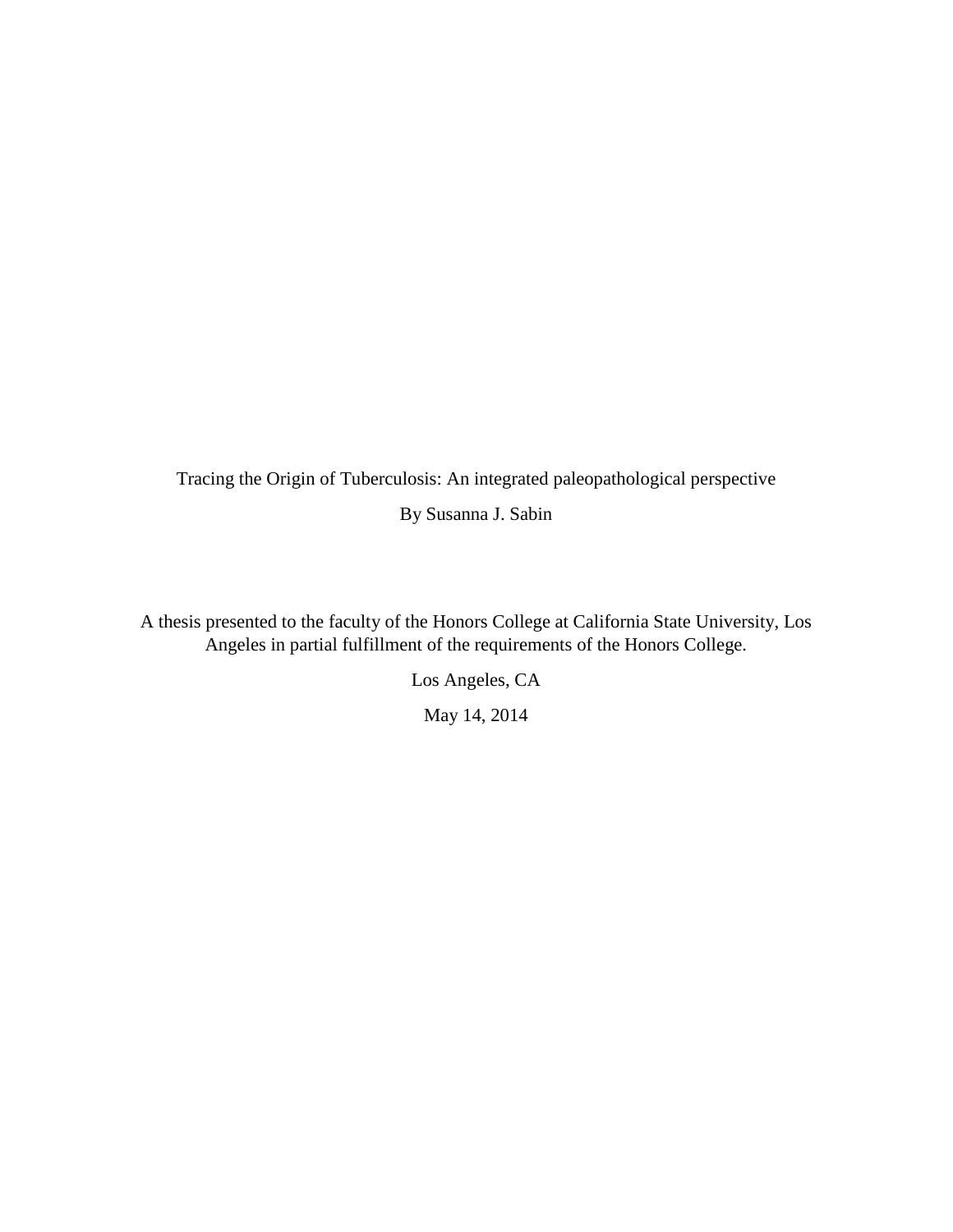Tracing the Origin of Tuberculosis: An integrated paleopathological perspective

By Susanna J. Sabin

A thesis presented to the faculty of the Honors College at California State University, Los Angeles in partial fulfillment of the requirements of the Honors College.

Los Angeles, CA

May 14, 2014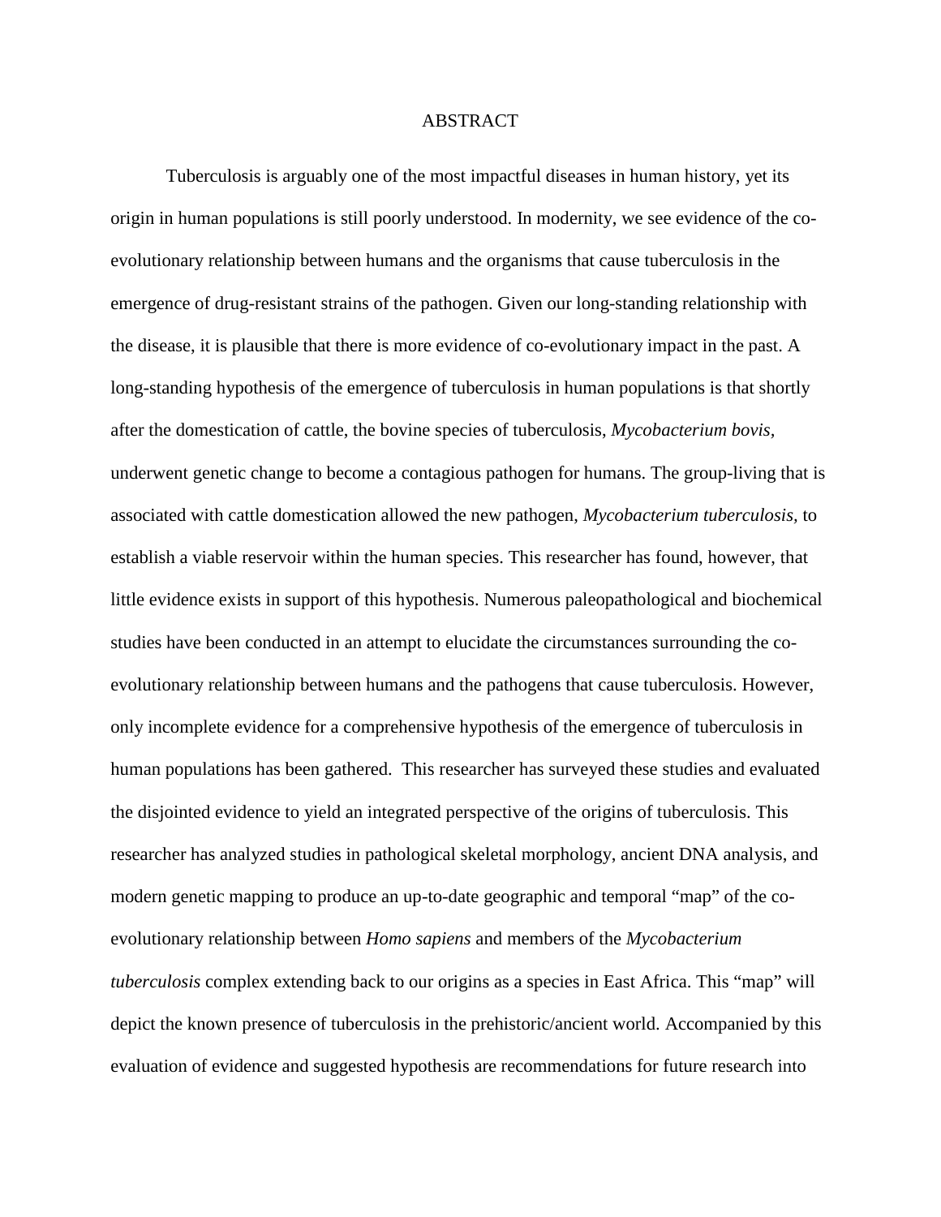# ABSTRACT

Tuberculosis is arguably one of the most impactful diseases in human history, yet its origin in human populations is still poorly understood. In modernity, we see evidence of the co-evolutionary relationship between humans and the organisms that cause tuberculosis in the emergence of drug-resistant strains of the pathogen. Given our long-standing relationship with the disease, it is plausible that there is more evidence of co-evolutionary impact in the past. A long-standing hypothesis of the emergence of tuberculosis in human populations is that shortly after the domestication of cattle, the bovine species of tuberculosis, *Mycobacterium bovis*, underwent genetic change to become a contagious pathogen for humans. The group-living that is associated with cattle domestication allowed the new pathogen, *Mycobacterium tuberculosis*, to establish a viable reservoir within the human species. This researcher has found, however, that little evidence exists in support of this hypothesis. Numerous paleopathological and biochemical studies have been conducted in an attempt to elucidate the circumstances surrounding the co-evolutionary relationship between humans and the pathogens that cause tuberculosis. However, only incomplete evidence for a comprehensive hypothesis of the emergence of tuberculosis in human populations has been gathered. This researcher has surveyed these studies and evaluated the disjointed evidence to yield an integrated perspective of the origins of tuberculosis. This researcher has analyzed studies in pathological skeletal morphology, ancient DNA analysis, and modern genetic mapping to produce an up-to-date geographic and temporal "map" of the co-evolutionary relationship between *Homo sapiens* and members of the *Mycobacterium tuberculosis* complex extending back to our origins as a species in East Africa. This "map" will depict the known presence of tuberculosis in the prehistoric/ancient world. Accompanied by this evaluation of evidence and suggested hypothesis are recommendations for future research into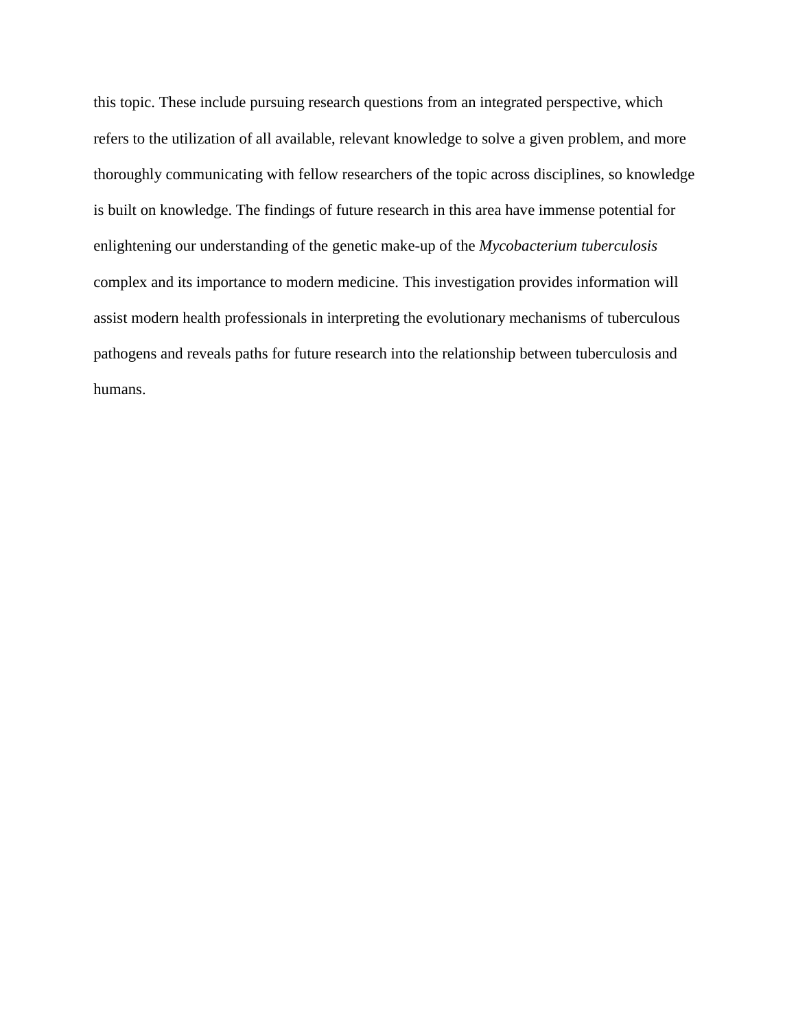this topic. These include pursuing research questions from an integrated perspective, which refers to the utilization of all available, relevant knowledge to solve a given problem, and more thoroughly communicating with fellow researchers of the topic across disciplines, so knowledge is built on knowledge. The findings of future research in this area have immense potential for enlightening our understanding of the genetic make-up of the *Mycobacterium tuberculosis* complex and its importance to modern medicine. This investigation provides information will assist modern health professionals in interpreting the evolutionary mechanisms of tuberculous pathogens and reveals paths for future research into the relationship between tuberculosis and humans.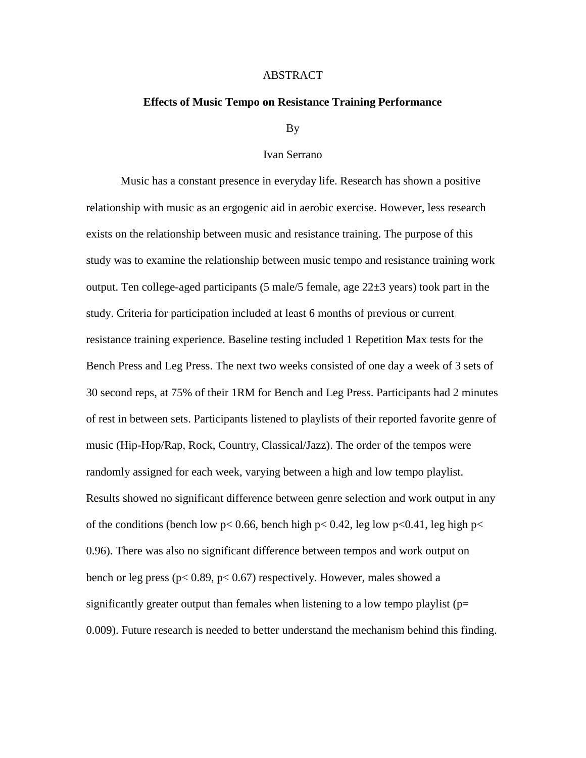# ABSTRACT

## Effects of Music Tempo on Resistance Training Performance

By

Ivan Serrano

Music has a constant presence in everyday life. Research has shown a positive relationship with music as an ergogenic aid in aerobic exercise. However, less research exists on the relationship between music and resistance training. The purpose of this study was to examine the relationship between music tempo and resistance training work output. Ten college-aged participants (5 male/5 female, age 22±3 years) took part in the study. Criteria for participation included at least 6 months of previous or current resistance training experience. Baseline testing included 1 Repetition Max tests for the Bench Press and Leg Press. The next two weeks consisted of one day a week of 3 sets of 30 second reps, at 75% of their 1RM for Bench and Leg Press. Participants had 2 minutes of rest in between sets. Participants listened to playlists of their reported favorite genre of music (Hip-Hop/Rap, Rock, Country, Classical/Jazz). The order of the tempos were randomly assigned for each week, varying between a high and low tempo playlist. Results showed no significant difference between genre selection and work output in any of the conditions (bench low $p< 0.66$, bench high $p< 0.42$, leg low $p<0.41$, leg high $p< 0.96$). There was also no significant difference between tempos and work output on bench or leg press ($p< 0.89$, $p< 0.67$) respectively. However, males showed a significantly greater output than females when listening to a low tempo playlist ($p= 0.009$). Future research is needed to better understand the mechanism behind this finding.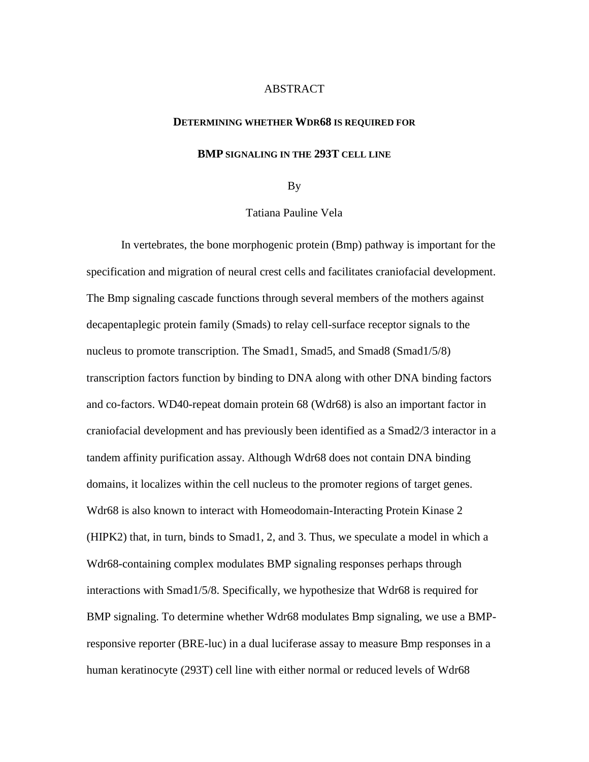# ABSTRACT

## DETERMINING WHETHER WDR68 IS REQUIRED FOR BMP SIGNALING IN THE 293T CELL LINE

By

Tatiana Pauline Vela

In vertebrates, the bone morphogenic protein (Bmp) pathway is important for the specification and migration of neural crest cells and facilitates craniofacial development. The Bmp signaling cascade functions through several members of the mothers against decapentaplegic protein family (Smads) to relay cell-surface receptor signals to the nucleus to promote transcription. The Smad1, Smad5, and Smad8 (Smad1/5/8) transcription factors function by binding to DNA along with other DNA binding factors and co-factors. WD40-repeat domain protein 68 (Wdr68) is also an important factor in craniofacial development and has previously been identified as a Smad2/3 interactor in a tandem affinity purification assay. Although Wdr68 does not contain DNA binding domains, it localizes within the cell nucleus to the promoter regions of target genes. Wdr68 is also known to interact with Homeodomain-Interacting Protein Kinase 2 (HIPK2) that, in turn, binds to Smad1, 2, and 3. Thus, we speculate a model in which a Wdr68-containing complex modulates BMP signaling responses perhaps through interactions with Smad1/5/8. Specifically, we hypothesize that Wdr68 is required for BMP signaling. To determine whether Wdr68 modulates Bmp signaling, we use a BMP-responsive reporter (BRE-luc) in a dual luciferase assay to measure Bmp responses in a human keratinocyte (293T) cell line with either normal or reduced levels of Wdr68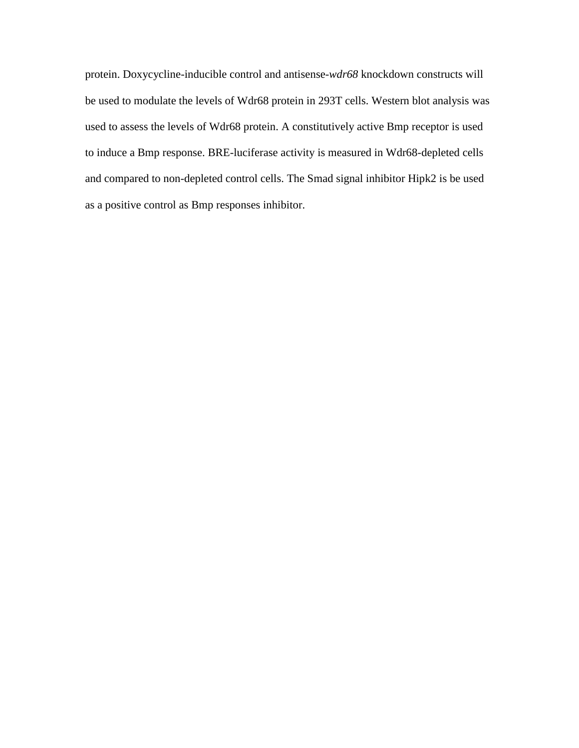protein. Doxycycline-inducible control and antisense-*wdr68* knockdown constructs will be used to modulate the levels of Wdr68 protein in 293T cells. Western blot analysis was used to assess the levels of Wdr68 protein. A constitutively active Bmp receptor is used to induce a Bmp response. BRE-luciferase activity is measured in Wdr68-depleted cells and compared to non-depleted control cells. The Smad signal inhibitor Hipk2 is be used as a positive control as Bmp responses inhibitor.